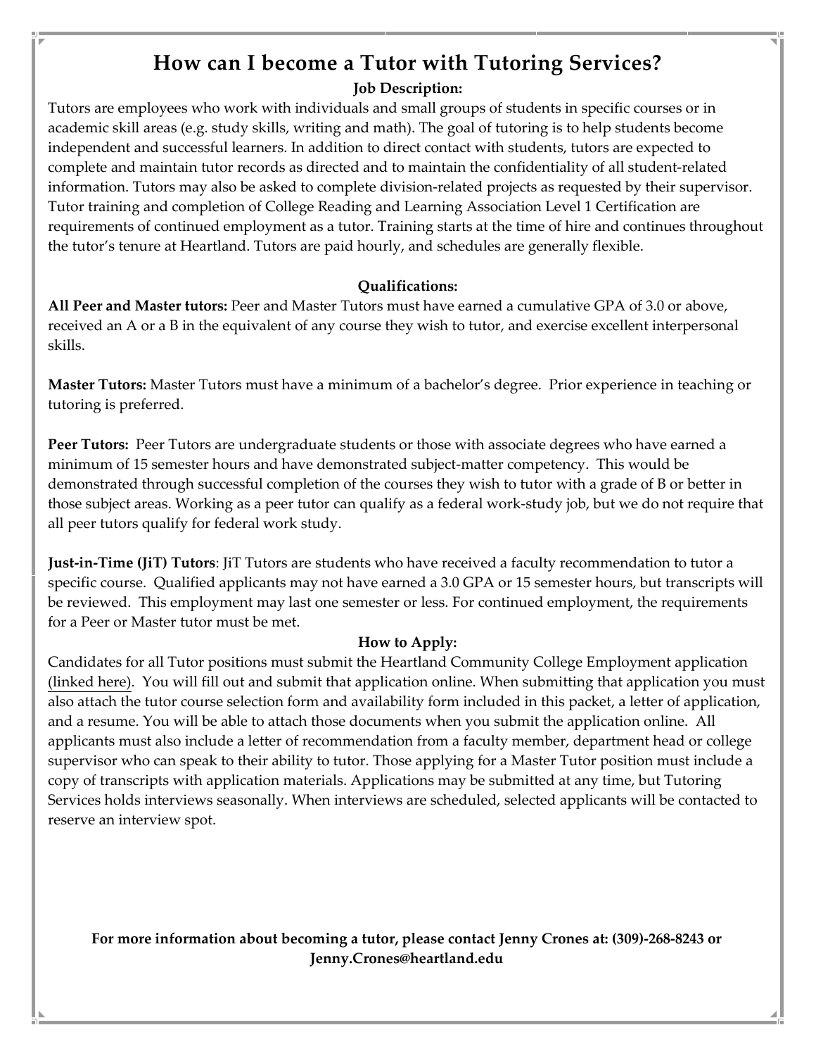# How can I become a Tutor with Tutoring Services?

### Job Description:

Tutors are employees who work with individuals and small groups of students in specific courses or in academic skill areas (e.g. study skills, writing and math). The goal of tutoring is to help students become independent and successful learners. In addition to direct contact with students, tutors are expected to complete and maintain tutor records as directed and to maintain the confidentiality of all student-related information. Tutors may also be asked to complete division-related projects as requested by their supervisor. Tutor training and completion of College Reading and Learning Association Level 1 Certification are requirements of continued employment as a tutor. Training starts at the time of hire and continues throughout the tutor's tenure at Heartland. Tutors are paid hourly, and schedules are generally flexible.

### Qualifications:

**All Peer and Master tutors:** Peer and Master Tutors must have earned a cumulative GPA of 3.0 or above, received an A or a B in the equivalent of any course they wish to tutor, and exercise excellent interpersonal skills.

**Master Tutors:** Master Tutors must have a minimum of a bachelor's degree. Prior experience in teaching or tutoring is preferred.

**Peer Tutors:** Peer Tutors are undergraduate students or those with associate degrees who have earned a minimum of 15 semester hours and have demonstrated subject-matter competency. This would be demonstrated through successful completion of the courses they wish to tutor with a grade of B or better in those subject areas. Working as a peer tutor can qualify as a federal work-study job, but we do not require that all peer tutors qualify for federal work study.

**Just-in-Time (JiT) Tutors**: JiT Tutors are students who have received a faculty recommendation to tutor a specific course. Qualified applicants may not have earned a 3.0 GPA or 15 semester hours, but transcripts will be reviewed. This employment may last one semester or less. For continued employment, the requirements for a Peer or Master tutor must be met.

### How to Apply:

Candidates for all Tutor positions must submit the Heartland Community College Employment application (linked here). You will fill out and submit that application online. When submitting that application you must also attach the tutor course selection form and availability form included in this packet, a letter of application, and a resume. You will be able to attach those documents when you submit the application online. All applicants must also include a letter of recommendation from a faculty member, department head or college supervisor who can speak to their ability to tutor. Those applying for a Master Tutor position must include a copy of transcripts with application materials. Applications may be submitted at any time, but Tutoring Services holds interviews seasonally. When interviews are scheduled, selected applicants will be contacted to reserve an interview spot.

**For more information about becoming a tutor, please contact Jenny Crones at: (309)-268-8243 or Jenny.Crones@heartland.edu**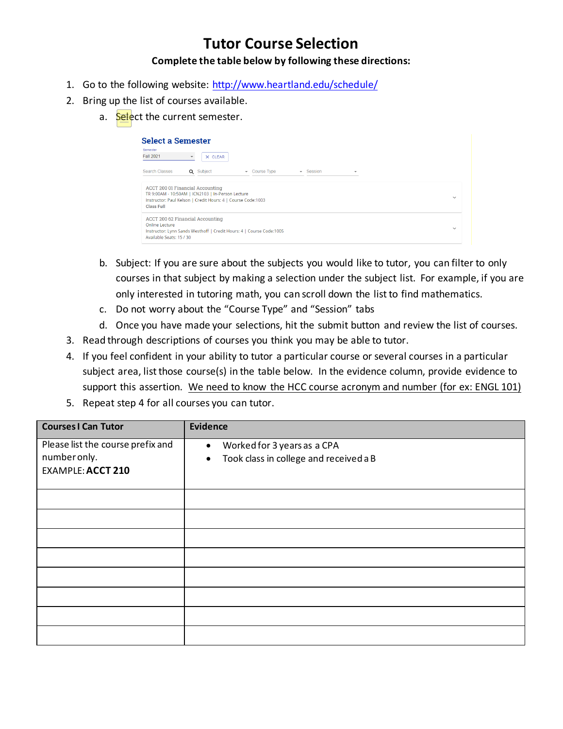# Tutor Course Selection

**Complete the table below by following these directions:**

1. Go to the following website: http://www.heartland.edu/schedule/
2. Bring up the list of courses available.
   a. Select the current semester.

   b. Subject: If you are sure about the subjects you would like to tutor, you can filter to only courses in that subject by making a selection under the subject list. For example, if you are only interested in tutoring math, you can scroll down the list to find mathematics.
   c. Do not worry about the "Course Type" and "Session" tabs
   d. Once you have made your selections, hit the submit button and review the list of courses.
3. Read through descriptions of courses you think you may be able to tutor.
4. If you feel confident in your ability to tutor a particular course or several courses in a particular subject area, list those course(s) in the table below. In the evidence column, provide evidence to support this assertion. We need to know the HCC course acronym and number (for ex: ENGL 101)
5. Repeat step 4 for all courses you can tutor.

| Courses I Can Tutor | Evidence |
|---|---|
| Please list the course prefix and number only.<br>EXAMPLE: **ACCT 210** | • Worked for 3 years as a CPA<br>• Took class in college and received a B |
| | |
| | |
| | |
| | |
| | |
| | |
| | |
| | |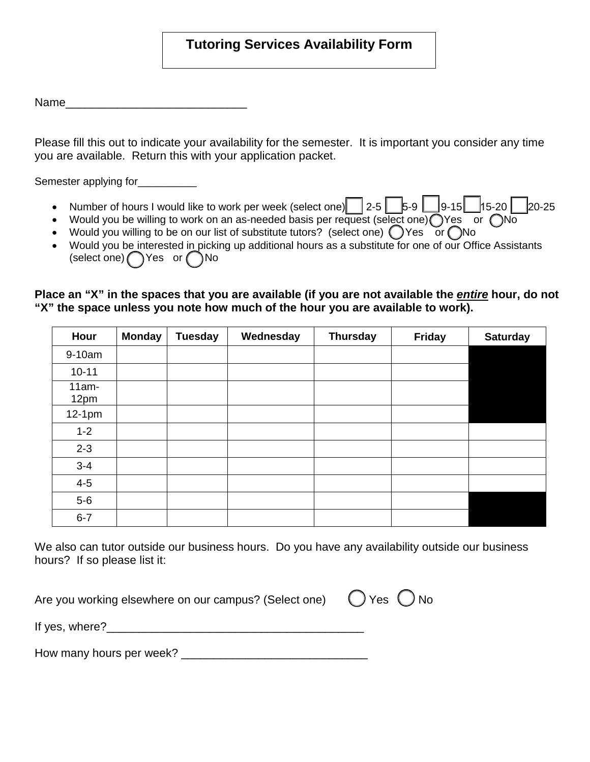# Tutoring Services Availability Form

Name_____________________________

Please fill this out to indicate your availability for the semester. It is important you consider any time you are available. Return this with your application packet.

Semester applying for__________

- Number of hours I would like to work per week (select one) ☐ 2-5 ☐ 5-9 ☐ 9-15 ☐ 15-20 ☐ 20-25
- Would you be willing to work on an as-needed basis per request (select one) ◯ Yes or ◯ No
- Would you willing to be on our list of substitute tutors? (select one) ◯ Yes or ◯ No
- Would you be interested in picking up additional hours as a substitute for one of our Office Assistants (select one) ◯ Yes or ◯ No

**Place an "X" in the spaces that you are available (if you are not available the *entire* hour, do not "X" the space unless you note how much of the hour you are available to work).**

| Hour | Monday | Tuesday | Wednesday | Thursday | Friday | Saturday |
|---|---|---|---|---|---|---|
| 9-10am | | | | | | |
| 10-11 | | | | | | |
| 11am-12pm | | | | | | |
| 12-1pm | | | | | | |
| 1-2 | | | | | | |
| 2-3 | | | | | | |
| 3-4 | | | | | | |
| 4-5 | | | | | | |
| 5-6 | | | | | | |
| 6-7 | | | | | | |

We also can tutor outside our business hours. Do you have any availability outside our business hours? If so please list it:

Are you working elsewhere on our campus? (Select one) ◯ Yes ◯ No

If yes, where?________________________________________

How many hours per week? _____________________________